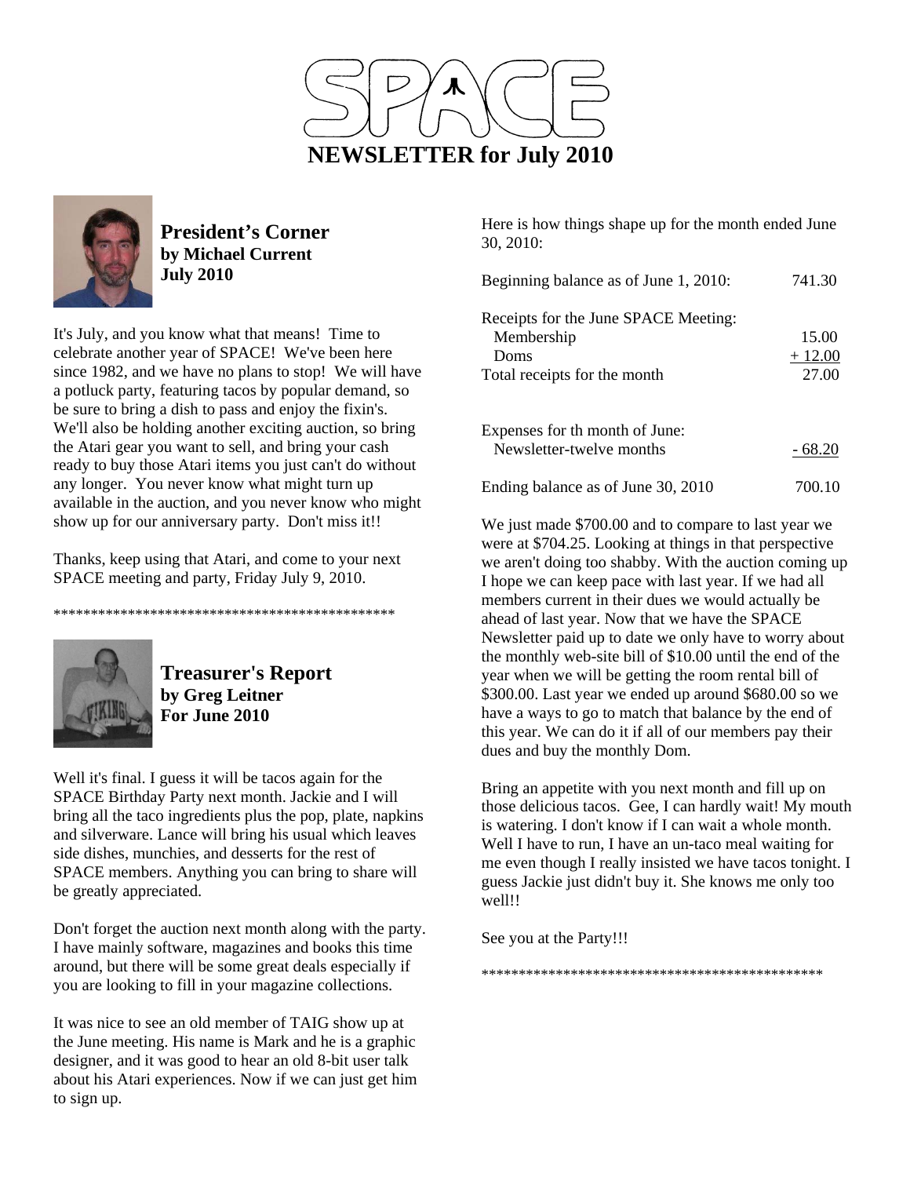# SPACE

## NEWSLETTER for July 2010

### President's Corner
**by Michael Current**
**July 2010**

It's July, and you know what that means! Time to celebrate another year of SPACE! We've been here since 1982, and we have no plans to stop! We will have a potluck party, featuring tacos by popular demand, so be sure to bring a dish to pass and enjoy the fixin's. We'll also be holding another exciting auction, so bring the Atari gear you want to sell, and bring your cash ready to buy those Atari items you just can't do without any longer. You never know what might turn up available in the auction, and you never know who might show up for our anniversary party. Don't miss it!!

Thanks, keep using that Atari, and come to your next SPACE meeting and party, Friday July 9, 2010.

\*\*\*\*\*\*\*\*\*\*\*\*\*\*\*\*\*\*\*\*\*\*\*\*\*\*\*\*\*\*\*\*\*\*\*\*\*\*\*\*\*\*\*\*\*\*\*\*

### Treasurer's Report
**by Greg Leitner**
**For June 2010**

Well it's final. I guess it will be tacos again for the SPACE Birthday Party next month. Jackie and I will bring all the taco ingredients plus the pop, plate, napkins and silverware. Lance will bring his usual which leaves side dishes, munchies, and desserts for the rest of SPACE members. Anything you can bring to share will be greatly appreciated.

Don't forget the auction next month along with the party. I have mainly software, magazines and books this time around, but there will be some great deals especially if you are looking to fill in your magazine collections.

It was nice to see an old member of TAIG show up at the June meeting. His name is Mark and he is a graphic designer, and it was good to hear an old 8-bit user talk about his Atari experiences. Now if we can just get him to sign up.

Here is how things shape up for the month ended June 30, 2010:

| | |
|---|---|
| Beginning balance as of June 1, 2010: | 741.30 |
| Receipts for the June SPACE Meeting: | |
| Membership | 15.00 |
| Doms | + 12.00 |
| Total receipts for the month | 27.00 |
| Expenses for th month of June: | |
| Newsletter-twelve months | - 68.20 |
| Ending balance as of June 30, 2010 | 700.10 |

We just made $700.00 and to compare to last year we were at $704.25. Looking at things in that perspective we aren't doing too shabby. With the auction coming up I hope we can keep pace with last year. If we had all members current in their dues we would actually be ahead of last year. Now that we have the SPACE Newsletter paid up to date we only have to worry about the monthly web-site bill of $10.00 until the end of the year when we will be getting the room rental bill of $300.00. Last year we ended up around $680.00 so we have a ways to go to match that balance by the end of this year. We can do it if all of our members pay their dues and buy the monthly Dom.

Bring an appetite with you next month and fill up on those delicious tacos. Gee, I can hardly wait! My mouth is watering. I don't know if I can wait a whole month. Well I have to run, I have an un-taco meal waiting for me even though I really insisted we have tacos tonight. I guess Jackie just didn't buy it. She knows me only too well!!

See you at the Party!!!

\*\*\*\*\*\*\*\*\*\*\*\*\*\*\*\*\*\*\*\*\*\*\*\*\*\*\*\*\*\*\*\*\*\*\*\*\*\*\*\*\*\*\*\*\*\*\*\*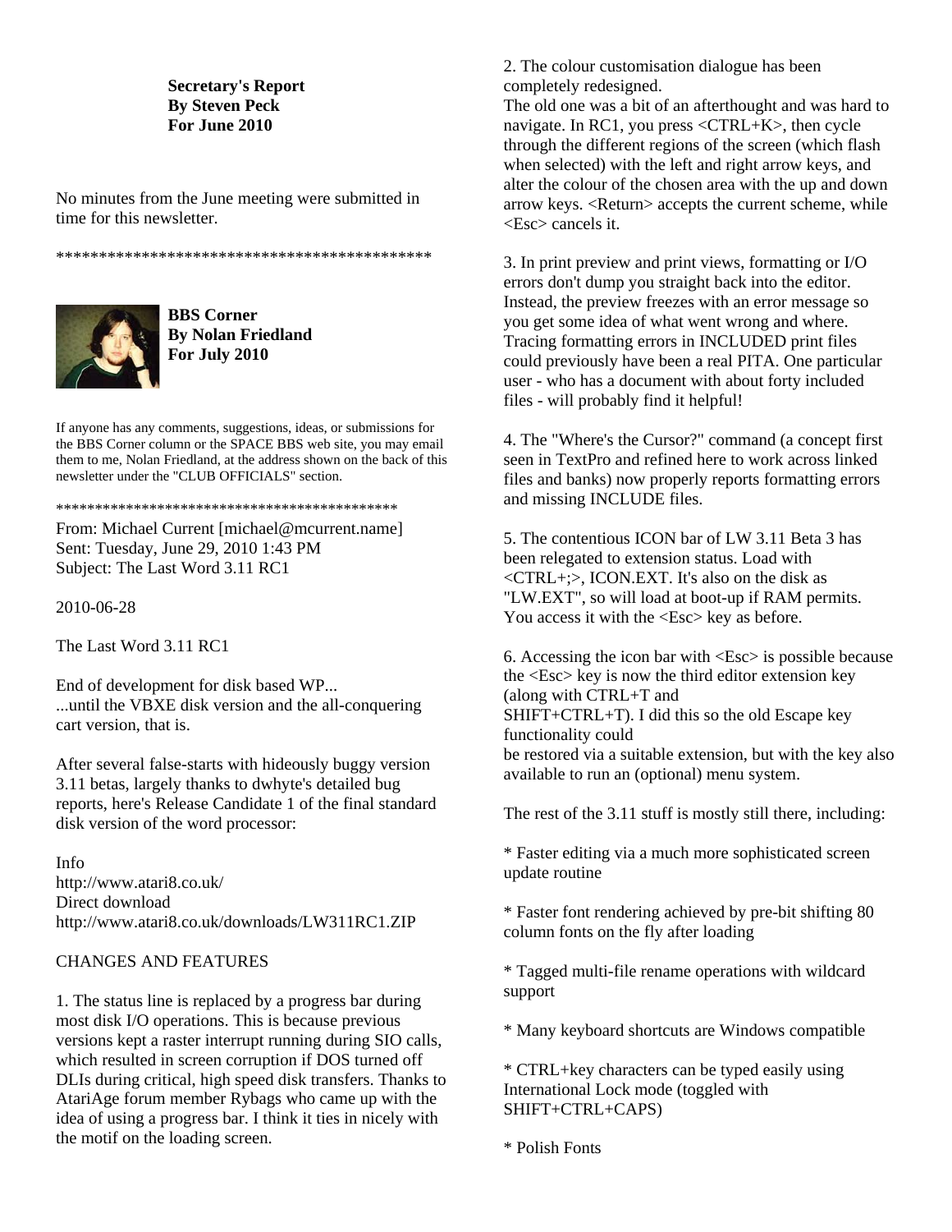**Secretary's Report**
**By Steven Peck**
**For June 2010**

No minutes from the June meeting were submitted in time for this newsletter.

*********************************************

**BBS Corner**
**By Nolan Friedland**
**For July 2010**

If anyone has any comments, suggestions, ideas, or submissions for the BBS Corner column or the SPACE BBS web site, you may email them to me, Nolan Friedland, at the address shown on the back of this newsletter under the "CLUB OFFICIALS" section.

*********************************************

From: Michael Current [michael@mcurrent.name]
Sent: Tuesday, June 29, 2010 1:43 PM
Subject: The Last Word 3.11 RC1

2010-06-28

The Last Word 3.11 RC1

End of development for disk based WP...
...until the VBXE disk version and the all-conquering cart version, that is.

After several false-starts with hideously buggy version 3.11 betas, largely thanks to dwhyte's detailed bug reports, here's Release Candidate 1 of the final standard disk version of the word processor:

Info
http://www.atari8.co.uk/
Direct download
http://www.atari8.co.uk/downloads/LW311RC1.ZIP

CHANGES AND FEATURES

1. The status line is replaced by a progress bar during most disk I/O operations. This is because previous versions kept a raster interrupt running during SIO calls, which resulted in screen corruption if DOS turned off DLIs during critical, high speed disk transfers. Thanks to AtariAge forum member Rybags who came up with the idea of using a progress bar. I think it ties in nicely with the motif on the loading screen.

2. The colour customisation dialogue has been completely redesigned.
The old one was a bit of an afterthought and was hard to navigate. In RC1, you press <CTRL+K>, then cycle through the different regions of the screen (which flash when selected) with the left and right arrow keys, and alter the colour of the chosen area with the up and down arrow keys. <Return> accepts the current scheme, while <Esc> cancels it.

3. In print preview and print views, formatting or I/O errors don't dump you straight back into the editor. Instead, the preview freezes with an error message so you get some idea of what went wrong and where. Tracing formatting errors in INCLUDED print files could previously have been a real PITA. One particular user - who has a document with about forty included files - will probably find it helpful!

4. The "Where's the Cursor?" command (a concept first seen in TextPro and refined here to work across linked files and banks) now properly reports formatting errors and missing INCLUDE files.

5. The contentious ICON bar of LW 3.11 Beta 3 has been relegated to extension status. Load with <CTRL+;>, ICON.EXT. It's also on the disk as "LW.EXT", so will load at boot-up if RAM permits. You access it with the <Esc> key as before.

6. Accessing the icon bar with <Esc> is possible because the <Esc> key is now the third editor extension key (along with CTRL+T and
SHIFT+CTRL+T). I did this so the old Escape key functionality could
be restored via a suitable extension, but with the key also available to run an (optional) menu system.

The rest of the 3.11 stuff is mostly still there, including:

* Faster editing via a much more sophisticated screen update routine

* Faster font rendering achieved by pre-bit shifting 80 column fonts on the fly after loading

* Tagged multi-file rename operations with wildcard support

* Many keyboard shortcuts are Windows compatible

* CTRL+key characters can be typed easily using International Lock mode (toggled with SHIFT+CTRL+CAPS)

* Polish Fonts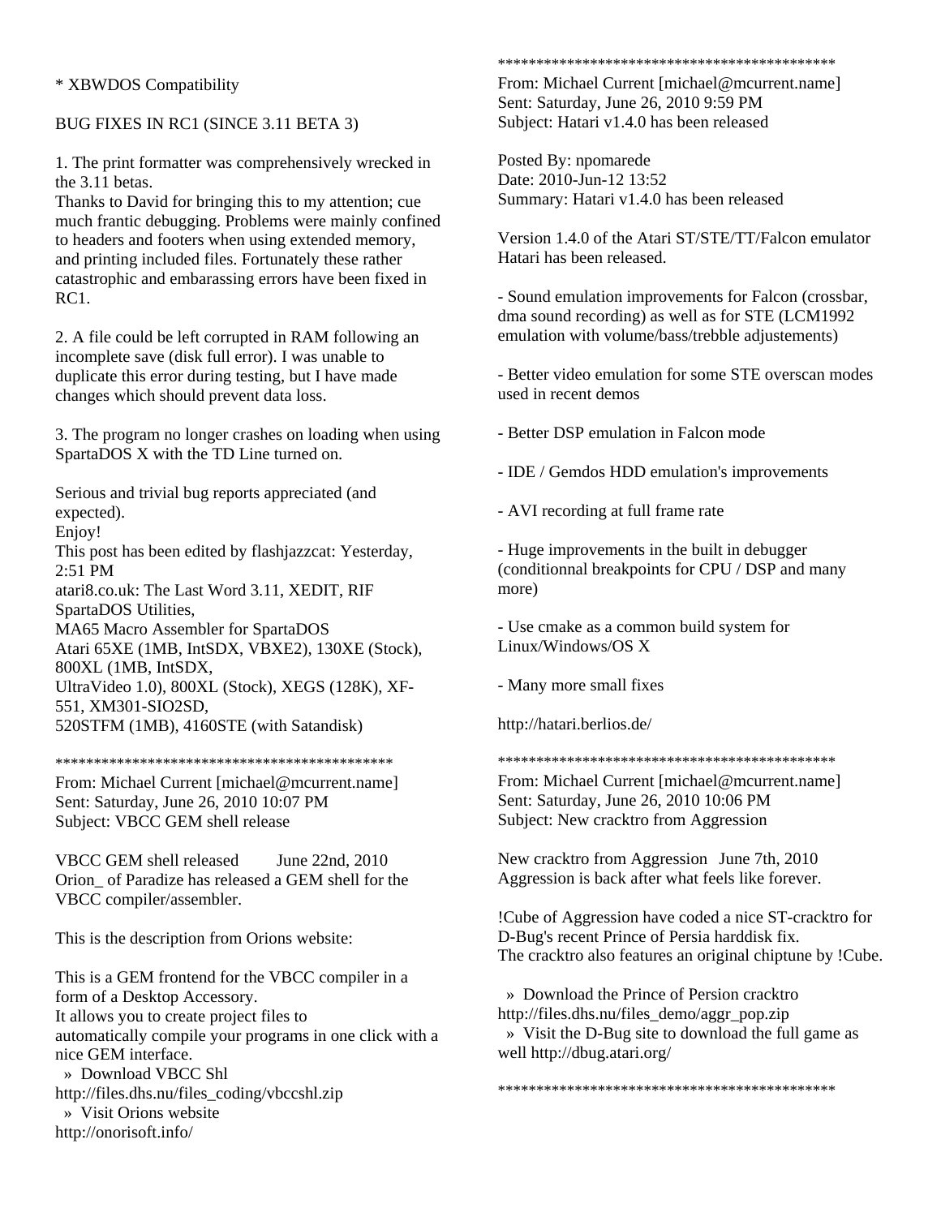* XBWDOS Compatibility

BUG FIXES IN RC1 (SINCE 3.11 BETA 3)

1. The print formatter was comprehensively wrecked in the 3.11 betas.
Thanks to David for bringing this to my attention; cue much frantic debugging. Problems were mainly confined to headers and footers when using extended memory, and printing included files. Fortunately these rather catastrophic and embarassing errors have been fixed in RC1.

2. A file could be left corrupted in RAM following an incomplete save (disk full error). I was unable to duplicate this error during testing, but I have made changes which should prevent data loss.

3. The program no longer crashes on loading when using SpartaDOS X with the TD Line turned on.

Serious and trivial bug reports appreciated (and expected).
Enjoy!
This post has been edited by flashjazzcat: Yesterday, 2:51 PM
atari8.co.uk: The Last Word 3.11, XEDIT, RIF SpartaDOS Utilities,
MA65 Macro Assembler for SpartaDOS
Atari 65XE (1MB, IntSDX, VBXE2), 130XE (Stock), 800XL (1MB, IntSDX,
UltraVideo 1.0), 800XL (Stock), XEGS (128K), XF-551, XM301-SIO2SD,
520STFM (1MB), 4160STE (with Satandisk)

********************************************

From: Michael Current [michael@mcurrent.name]
Sent: Saturday, June 26, 2010 10:07 PM
Subject: VBCC GEM shell release

VBCC GEM shell released June 22nd, 2010
Orion_ of Paradize has released a GEM shell for the VBCC compiler/assembler.

This is the description from Orions website:

This is a GEM frontend for the VBCC compiler in a form of a Desktop Accessory.
It allows you to create project files to
automatically compile your programs in one click with a nice GEM interface.
» Download VBCC Shl
http://files.dhs.nu/files_coding/vbccshl.zip
» Visit Orions website
http://onorisoft.info/

********************************************

From: Michael Current [michael@mcurrent.name]
Sent: Saturday, June 26, 2010 9:59 PM
Subject: Hatari v1.4.0 has been released

Posted By: npomarede
Date: 2010-Jun-12 13:52
Summary: Hatari v1.4.0 has been released

Version 1.4.0 of the Atari ST/STE/TT/Falcon emulator Hatari has been released.

- Sound emulation improvements for Falcon (crossbar, dma sound recording) as well as for STE (LCM1992 emulation with volume/bass/trebble adjustements)

- Better video emulation for some STE overscan modes used in recent demos

- Better DSP emulation in Falcon mode

- IDE / Gemdos HDD emulation's improvements

- AVI recording at full frame rate

- Huge improvements in the built in debugger (conditionnal breakpoints for CPU / DSP and many more)

- Use cmake as a common build system for Linux/Windows/OS X

- Many more small fixes

http://hatari.berlios.de/

********************************************

From: Michael Current [michael@mcurrent.name]
Sent: Saturday, June 26, 2010 10:06 PM
Subject: New cracktro from Aggression

New cracktro from Aggression June 7th, 2010
Aggression is back after what feels like forever.

!Cube of Aggression have coded a nice ST-cracktro for D-Bug's recent Prince of Persia harddisk fix.
The cracktro also features an original chiptune by !Cube.

» Download the Prince of Persion cracktro
http://files.dhs.nu/files_demo/aggr_pop.zip
» Visit the D-Bug site to download the full game as well http://dbug.atari.org/

********************************************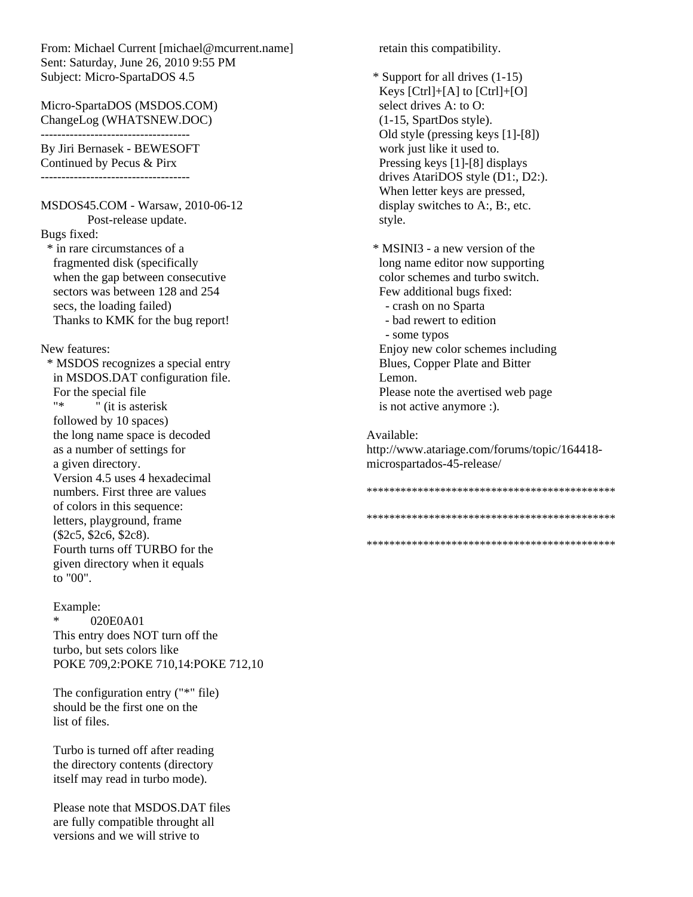From: Michael Current [michael@mcurrent.name]
Sent: Saturday, June 26, 2010 9:55 PM
Subject: Micro-SpartaDOS 4.5

Micro-SpartaDOS (MSDOS.COM)
ChangeLog (WHATSNEW.DOC)
------------------------------------
By Jiri Bernasek - BEWESOFT
Continued by Pecus & Pirx
------------------------------------

MSDOS45.COM - Warsaw, 2010-06-12
Post-release update.

Bugs fixed:

* in rare circumstances of a fragmented disk (specifically when the gap between consecutive sectors was between 128 and 254 secs, the loading failed)
  Thanks to KMK for the bug report!

New features:

* MSDOS recognizes a special entry in MSDOS.DAT configuration file.
  For the special file "*          " (it is asterisk followed by 10 spaces) the long name space is decoded as a number of settings for a given directory.
  Version 4.5 uses 4 hexadecimal numbers. First three are values of colors in this sequence: letters, playground, frame ($2c5, $2c6, $2c8).
  Fourth turns off TURBO for the given directory when it equals to "00".

  Example:
  ```
  *          020E0A01
  ```
  This entry does NOT turn off the turbo, but sets colors like POKE 709,2:POKE 710,14:POKE 712,10

  The configuration entry ("*" file) should be the first one on the list of files.

  Turbo is turned off after reading the directory contents (directory itself may read in turbo mode).

  Please note that MSDOS.DAT files are fully compatible throught all versions and we will strive to retain this compatibility.

* Support for all drives (1-15)
  Keys [Ctrl]+[A] to [Ctrl]+[O] select drives A: to O: (1-15, SpartDos style).
  Old style (pressing keys [1]-[8]) work just like it used to.
  Pressing keys [1]-[8] displays drives AtariDOS style (D1:, D2:).
  When letter keys are pressed, display switches to A:, B:, etc. style.

* MSINI3 - a new version of the long name editor now supporting color schemes and turbo switch.
  Few additional bugs fixed:
  - crash on no Sparta
  - bad rewert to edition
  - some typos

  Enjoy new color schemes including Blues, Copper Plate and Bitter Lemon.
  Please note the avertised web page is not active anymore :).

Available:
http://www.atariage.com/forums/topic/164418-microspartados-45-release/

********************************************

********************************************

********************************************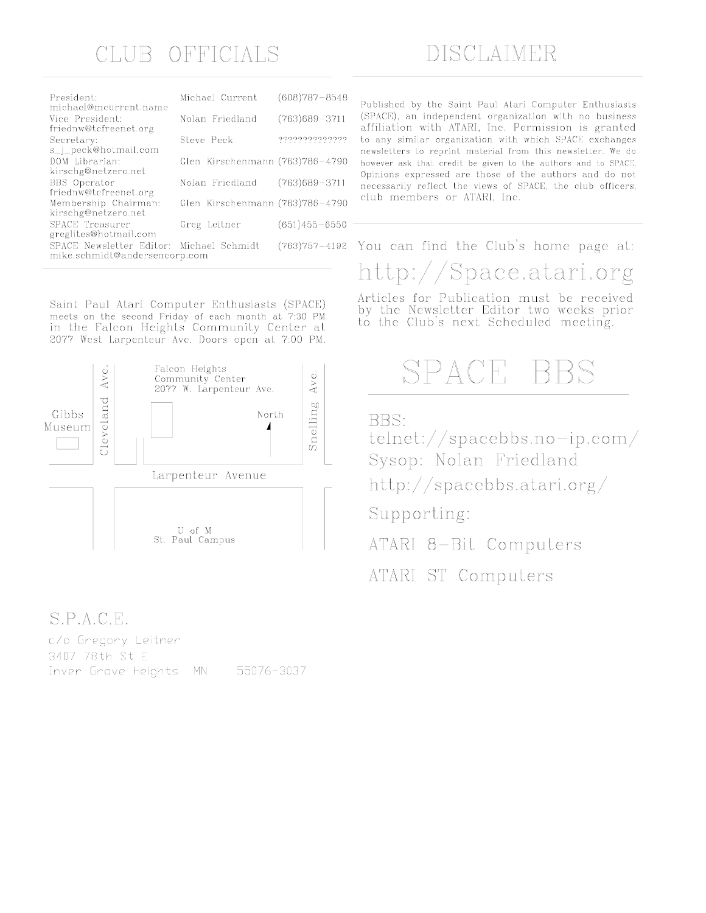## CLUB OFFICIALS

| | | |
|---|---|---|
| President: michael@mcurrent.name | Michael Current | (608)787-8548 |
| Vice President: friednw@tcfreenet.org | Nolan Friedland | (763)689-3711 |
| Secretary: s_j_peck@hotmail.com | Steve Peck | ?????????????? |
| DOM Librarian: kirschg@netzero.net | Glen Kirschenmann | (763)786-4790 |
| BBS Operator friednw@tcfreenet.org | Nolan Friedland | (763)689-3711 |
| Membership Chairman: kirschg@netzero.net | Glen Kirschenmann | (763)786-4790 |
| SPACE Treasurer greglites@hotmail.com | Greg Leitner | (651)455-6550 |
| SPACE Newsletter Editor: mike.schmidt@andersencorp.com | Michael Schmidt | (763)757-4192 |

Saint Paul Atari Computer Enthusiasts (SPACE) meets on the second Friday of each month at 7:30 PM in the Falcon Heights Community Center at 2077 West Larpenteur Ave. Doors open at 7:00 PM.

Falcon Heights Community Center 2077 W. Larpenteur Ave.

Gibbs Museum

Cleveland Ave.

Snelling Ave.

North

Larpenteur Avenue

U of M St. Paul Campus

## DISCLAIMER

Published by the Saint Paul Atari Computer Enthusiasts (SPACE), an independent organization with no business affiliation with ATARI, Inc. Permission is granted to any similar organization with which SPACE exchanges newsletters to reprint material from this newsletter. We do however ask that credit be given to the authors and to SPACE. Opinions expressed are those of the authors and do not necessarily reflect the views of SPACE, the club officers, club members or ATARI, Inc.

You can find the Club's home page at:

http://Space.atari.org

Articles for Publication must be received by the Newsletter Editor two weeks prior to the Club's next Scheduled meeting.

## SPACE BBS

BBS:
telnet://spacebbs.no-ip.com/
Sysop: Nolan Friedland
http://spacebbs.atari.org/

Supporting:

ATARI 8-Bit Computers

ATARI ST Computers

S.P.A.C.E.
c/o Gregory Leitner
3407 78th St E
Inver Grove Heights MN 55076-3037